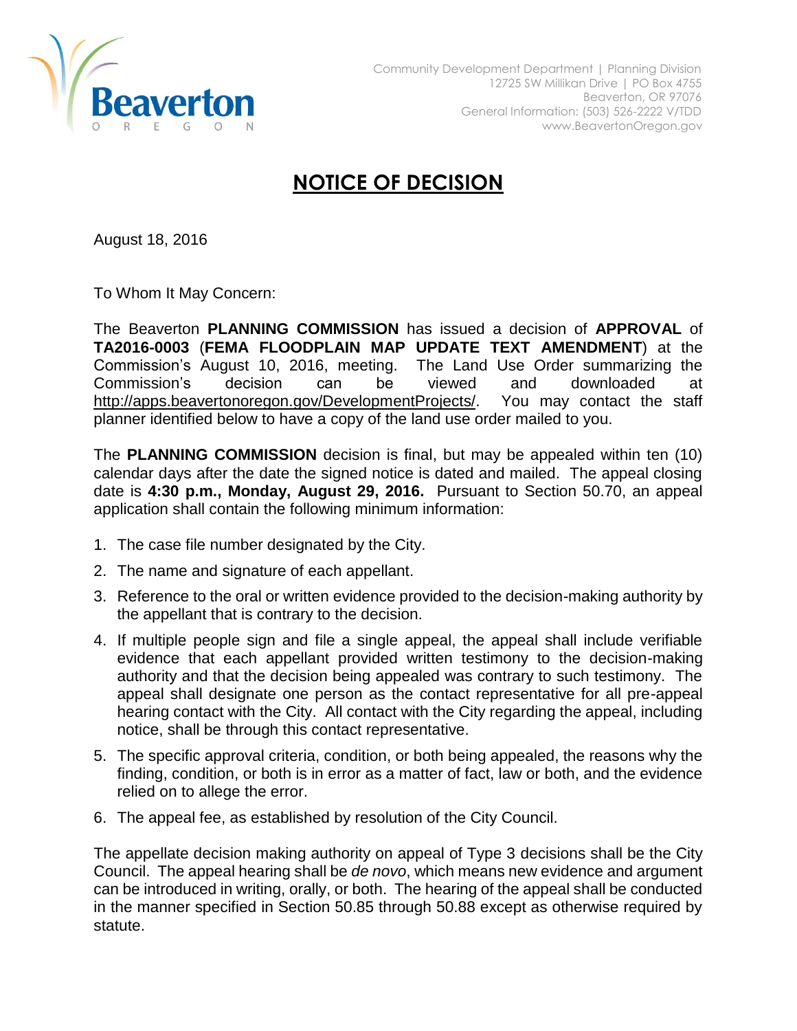Beaverton
OREGON

Community Development Department | Planning Division
12725 SW Millikan Drive | PO Box 4755
Beaverton, OR 97076
General Information: (503) 526-2222 V/TDD
www.BeavertonOregon.gov

# NOTICE OF DECISION

August 18, 2016

To Whom It May Concern:

The Beaverton **PLANNING COMMISSION** has issued a decision of **APPROVAL** of **TA2016-0003** (**FEMA FLOODPLAIN MAP UPDATE TEXT AMENDMENT**) at the Commission's August 10, 2016, meeting. The Land Use Order summarizing the Commission's decision can be viewed and downloaded at http://apps.beavertonoregon.gov/DevelopmentProjects/. You may contact the staff planner identified below to have a copy of the land use order mailed to you.

The **PLANNING COMMISSION** decision is final, but may be appealed within ten (10) calendar days after the date the signed notice is dated and mailed. The appeal closing date is **4:30 p.m., Monday, August 29, 2016.** Pursuant to Section 50.70, an appeal application shall contain the following minimum information:

1. The case file number designated by the City.
2. The name and signature of each appellant.
3. Reference to the oral or written evidence provided to the decision-making authority by the appellant that is contrary to the decision.
4. If multiple people sign and file a single appeal, the appeal shall include verifiable evidence that each appellant provided written testimony to the decision-making authority and that the decision being appealed was contrary to such testimony. The appeal shall designate one person as the contact representative for all pre-appeal hearing contact with the City. All contact with the City regarding the appeal, including notice, shall be through this contact representative.
5. The specific approval criteria, condition, or both being appealed, the reasons why the finding, condition, or both is in error as a matter of fact, law or both, and the evidence relied on to allege the error.
6. The appeal fee, as established by resolution of the City Council.

The appellate decision making authority on appeal of Type 3 decisions shall be the City Council. The appeal hearing shall be *de novo*, which means new evidence and argument can be introduced in writing, orally, or both. The hearing of the appeal shall be conducted in the manner specified in Section 50.85 through 50.88 except as otherwise required by statute.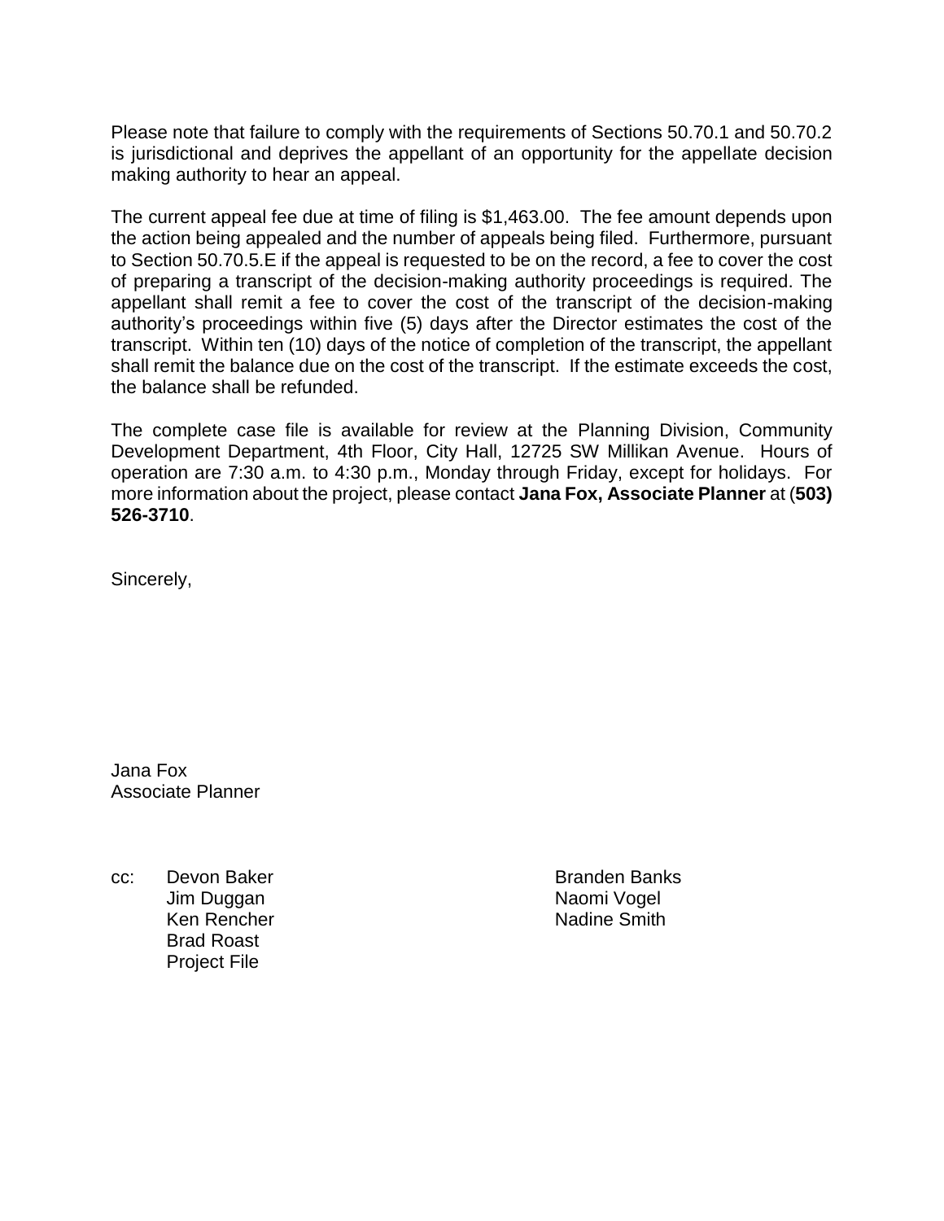Please note that failure to comply with the requirements of Sections 50.70.1 and 50.70.2 is jurisdictional and deprives the appellant of an opportunity for the appellate decision making authority to hear an appeal.

The current appeal fee due at time of filing is $1,463.00. The fee amount depends upon the action being appealed and the number of appeals being filed. Furthermore, pursuant to Section 50.70.5.E if the appeal is requested to be on the record, a fee to cover the cost of preparing a transcript of the decision-making authority proceedings is required. The appellant shall remit a fee to cover the cost of the transcript of the decision-making authority's proceedings within five (5) days after the Director estimates the cost of the transcript. Within ten (10) days of the notice of completion of the transcript, the appellant shall remit the balance due on the cost of the transcript. If the estimate exceeds the cost, the balance shall be refunded.

The complete case file is available for review at the Planning Division, Community Development Department, 4th Floor, City Hall, 12725 SW Millikan Avenue. Hours of operation are 7:30 a.m. to 4:30 p.m., Monday through Friday, except for holidays. For more information about the project, please contact **Jana Fox, Associate Planner** at (**503) 526-3710**.

Sincerely,

Jana Fox
Associate Planner

cc: Devon Baker
Jim Duggan
Ken Rencher
Brad Roast
Project File
Branden Banks
Naomi Vogel
Nadine Smith